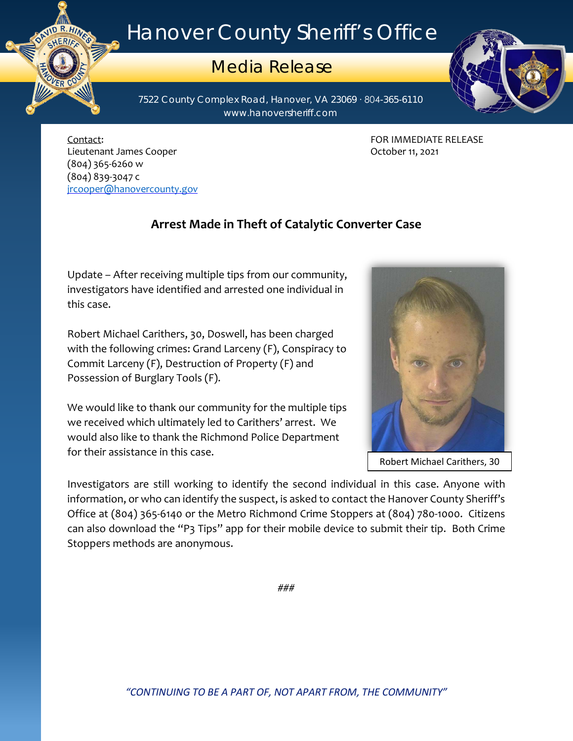# Hanover County Sheriff's Office

## Media Release

7522 County Complex Road, Hanover, VA 23069 · 804-365-6110
www.hanoversheriff.com

Contact:
Lieutenant James Cooper
(804) 365-6260 w
(804) 839-3047 c
jrcooper@hanovercounty.gov

FOR IMMEDIATE RELEASE
October 11, 2021

### Arrest Made in Theft of Catalytic Converter Case

Update – After receiving multiple tips from our community, investigators have identified and arrested one individual in this case.

Robert Michael Carithers, 30, Doswell, has been charged with the following crimes: Grand Larceny (F), Conspiracy to Commit Larceny (F), Destruction of Property (F) and Possession of Burglary Tools (F).

We would like to thank our community for the multiple tips we received which ultimately led to Carithers' arrest. We would also like to thank the Richmond Police Department for their assistance in this case.

Robert Michael Carithers, 30

Investigators are still working to identify the second individual in this case. Anyone with information, or who can identify the suspect, is asked to contact the Hanover County Sheriff's Office at (804) 365-6140 or the Metro Richmond Crime Stoppers at (804) 780-1000. Citizens can also download the "P3 Tips" app for their mobile device to submit their tip. Both Crime Stoppers methods are anonymous.

###

*"CONTINUING TO BE A PART OF, NOT APART FROM, THE COMMUNITY"*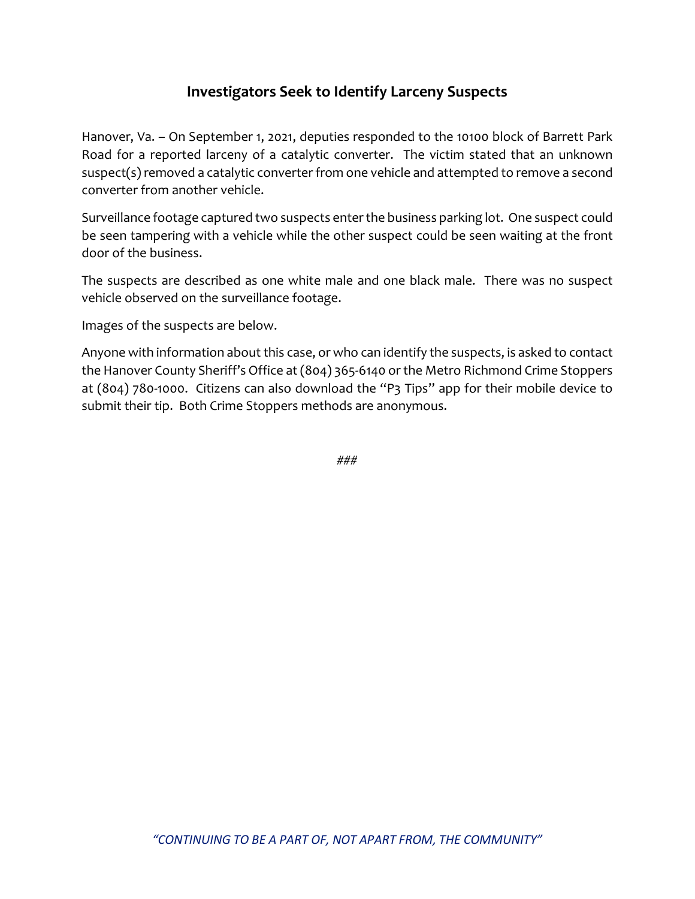## Investigators Seek to Identify Larceny Suspects

Hanover, Va. – On September 1, 2021, deputies responded to the 10100 block of Barrett Park Road for a reported larceny of a catalytic converter. The victim stated that an unknown suspect(s) removed a catalytic converter from one vehicle and attempted to remove a second converter from another vehicle.

Surveillance footage captured two suspects enter the business parking lot. One suspect could be seen tampering with a vehicle while the other suspect could be seen waiting at the front door of the business.

The suspects are described as one white male and one black male. There was no suspect vehicle observed on the surveillance footage.

Images of the suspects are below.

Anyone with information about this case, or who can identify the suspects, is asked to contact the Hanover County Sheriff's Office at (804) 365-6140 or the Metro Richmond Crime Stoppers at (804) 780-1000. Citizens can also download the "P3 Tips" app for their mobile device to submit their tip. Both Crime Stoppers methods are anonymous.

*###*

*"CONTINUING TO BE A PART OF, NOT APART FROM, THE COMMUNITY"*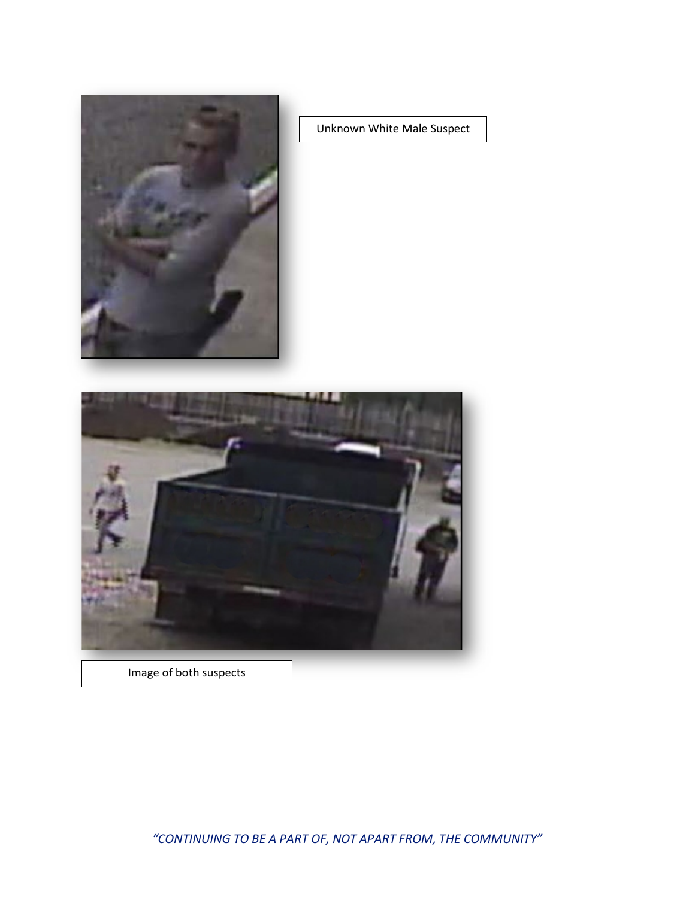Unknown White Male Suspect

Image of both suspects

*"CONTINUING TO BE A PART OF, NOT APART FROM, THE COMMUNITY"*